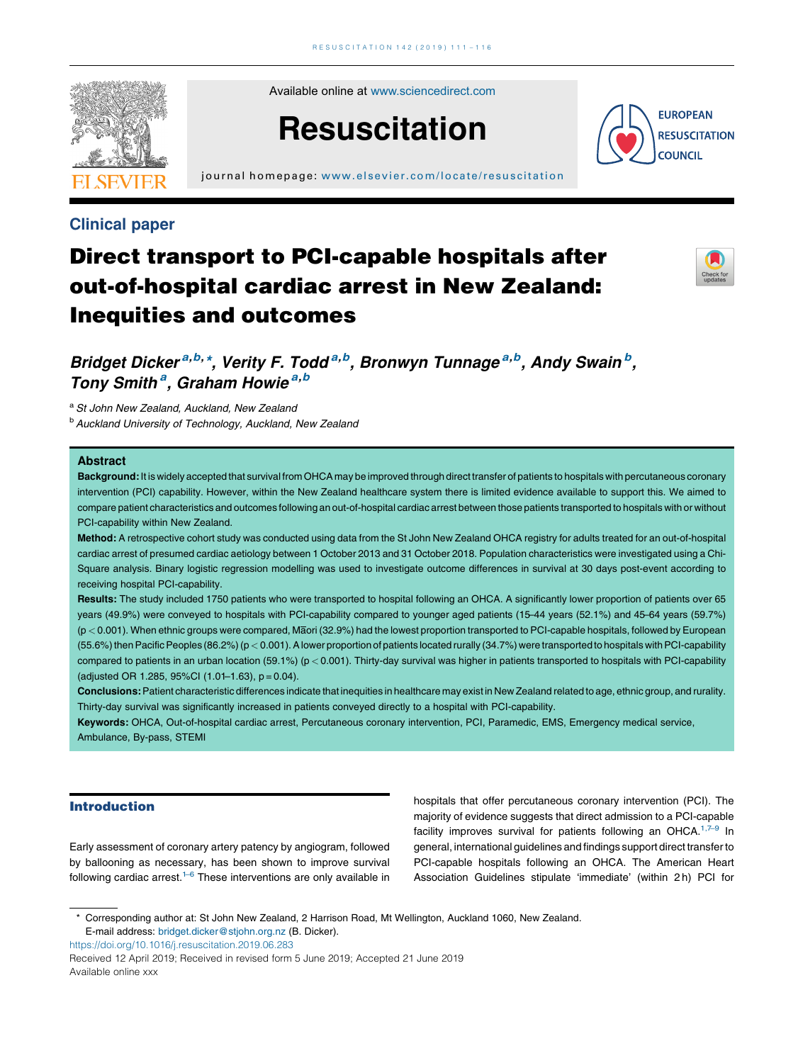Clinical paper

# Direct transport to PCI-capable hospitals after out-of-hospital cardiac arrest in New Zealand: Inequities and outcomes

*Bridget Dicker*[a,b,*], *Verity F. Todd*[a,b], *Bronwyn Tunnage*[a,b], *Andy Swain*[b], *Tony Smith*[a], *Graham Howie*[a,b]

[a] *St John New Zealand, Auckland, New Zealand*

[b] *Auckland University of Technology, Auckland, New Zealand*

## Abstract

**Background:** It is widely accepted that survival from OHCA may be improved through direct transfer of patients to hospitals with percutaneous coronary intervention (PCI) capability. However, within the New Zealand healthcare system there is limited evidence available to support this. We aimed to compare patient characteristics and outcomes following an out-of-hospital cardiac arrest between those patients transported to hospitals with or without PCI-capability within New Zealand.

**Method:** A retrospective cohort study was conducted using data from the St John New Zealand OHCA registry for adults treated for an out-of-hospital cardiac arrest of presumed cardiac aetiology between 1 October 2013 and 31 October 2018. Population characteristics were investigated using a Chi-Square analysis. Binary logistic regression modelling was used to investigate outcome differences in survival at 30 days post-event according to receiving hospital PCI-capability.

**Results:** The study included 1750 patients who were transported to hospital following an OHCA. A significantly lower proportion of patients over 65 years (49.9%) were conveyed to hospitals with PCI-capability compared to younger aged patients (15–44 years (52.1%) and 45–64 years (59.7%) ($p < 0.001$). When ethnic groups were compared, Māori (32.9%) had the lowest proportion transported to PCI-capable hospitals, followed by European (55.6%) then Pacific Peoples (86.2%) ($p < 0.001$). A lower proportion of patients located rurally (34.7%) were transported to hospitals with PCI-capability compared to patients in an urban location (59.1%) ($p < 0.001$). Thirty-day survival was higher in patients transported to hospitals with PCI-capability (adjusted OR 1.285, 95%CI (1.01–1.63), $p = 0.04$).

**Conclusions:** Patient characteristic differences indicate that inequities in healthcare may exist in New Zealand related to age, ethnic group, and rurality. Thirty-day survival was significantly increased in patients conveyed directly to a hospital with PCI-capability.

**Keywords:** OHCA, Out-of-hospital cardiac arrest, Percutaneous coronary intervention, PCI, Paramedic, EMS, Emergency medical service, Ambulance, By-pass, STEMI

## Introduction

Early assessment of coronary artery patency by angiogram, followed by ballooning as necessary, has been shown to improve survival following cardiac arrest.[1–6] These interventions are only available in hospitals that offer percutaneous coronary intervention (PCI). The majority of evidence suggests that direct admission to a PCI-capable facility improves survival for patients following an OHCA.[1,7–9] In general, international guidelines and findings support direct transfer to PCI-capable hospitals following an OHCA. The American Heart Association Guidelines stipulate 'immediate' (within 2 h) PCI for

---

* Corresponding author at: St John New Zealand, 2 Harrison Road, Mt Wellington, Auckland 1060, New Zealand.
E-mail address: bridget.dicker@stjohn.org.nz (B. Dicker).

https://doi.org/10.1016/j.resuscitation.2019.06.283

Received 12 April 2019; Received in revised form 5 June 2019; Accepted 21 June 2019

Available online xxx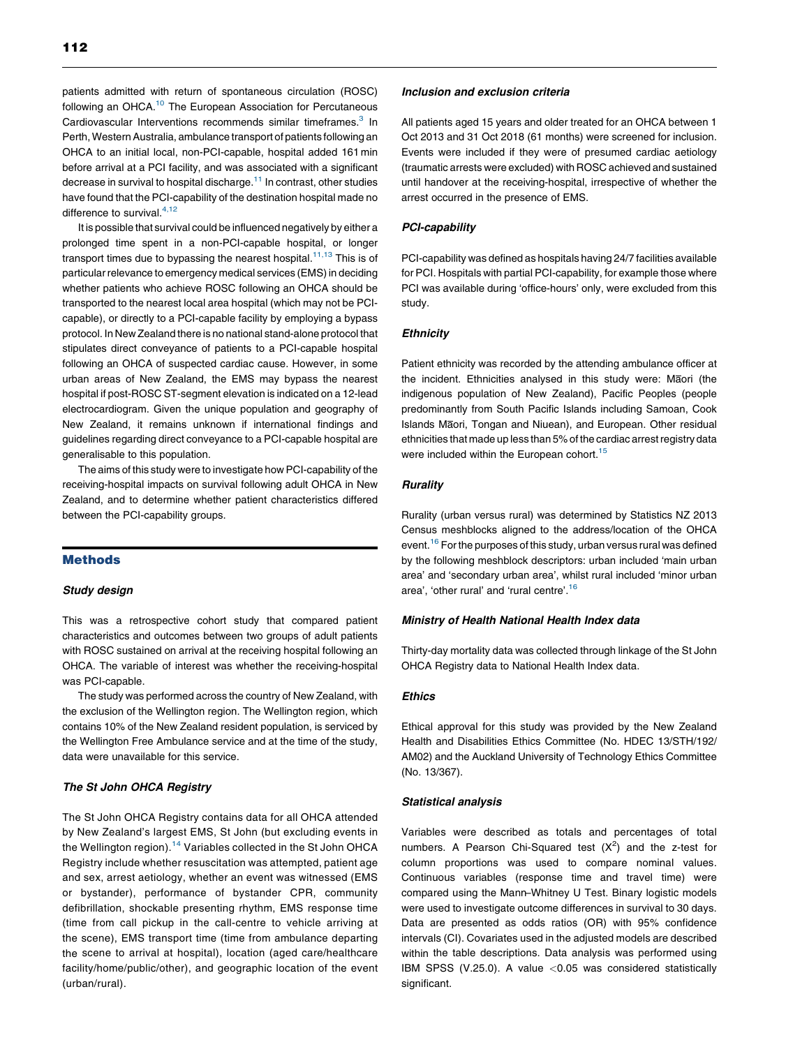patients admitted with return of spontaneous circulation (ROSC) following an OHCA.[10] The European Association for Percutaneous Cardiovascular Interventions recommends similar timeframes.[3] In Perth, Western Australia, ambulance transport of patients following an OHCA to an initial local, non-PCI-capable, hospital added 161 min before arrival at a PCI facility, and was associated with a significant decrease in survival to hospital discharge.[11] In contrast, other studies have found that the PCI-capability of the destination hospital made no difference to survival.[4,12]

It is possible that survival could be influenced negatively by either a prolonged time spent in a non-PCI-capable hospital, or longer transport times due to bypassing the nearest hospital.[11,13] This is of particular relevance to emergency medical services (EMS) in deciding whether patients who achieve ROSC following an OHCA should be transported to the nearest local area hospital (which may not be PCI-capable), or directly to a PCI-capable facility by employing a bypass protocol. In New Zealand there is no national stand-alone protocol that stipulates direct conveyance of patients to a PCI-capable hospital following an OHCA of suspected cardiac cause. However, in some urban areas of New Zealand, the EMS may bypass the nearest hospital if post-ROSC ST-segment elevation is indicated on a 12-lead electrocardiogram. Given the unique population and geography of New Zealand, it remains unknown if international findings and guidelines regarding direct conveyance to a PCI-capable hospital are generalisable to this population.

The aims of this study were to investigate how PCI-capability of the receiving-hospital impacts on survival following adult OHCA in New Zealand, and to determine whether patient characteristics differed between the PCI-capability groups.

## Methods

### Study design

This was a retrospective cohort study that compared patient characteristics and outcomes between two groups of adult patients with ROSC sustained on arrival at the receiving hospital following an OHCA. The variable of interest was whether the receiving-hospital was PCI-capable.

The study was performed across the country of New Zealand, with the exclusion of the Wellington region. The Wellington region, which contains 10% of the New Zealand resident population, is serviced by the Wellington Free Ambulance service and at the time of the study, data were unavailable for this service.

### The St John OHCA Registry

The St John OHCA Registry contains data for all OHCA attended by New Zealand's largest EMS, St John (but excluding events in the Wellington region).[14] Variables collected in the St John OHCA Registry include whether resuscitation was attempted, patient age and sex, arrest aetiology, whether an event was witnessed (EMS or bystander), performance of bystander CPR, community defibrillation, shockable presenting rhythm, EMS response time (time from call pickup in the call-centre to vehicle arriving at the scene), EMS transport time (time from ambulance departing the scene to arrival at hospital), location (aged care/healthcare facility/home/public/other), and geographic location of the event (urban/rural).

### Inclusion and exclusion criteria

All patients aged 15 years and older treated for an OHCA between 1 Oct 2013 and 31 Oct 2018 (61 months) were screened for inclusion. Events were included if they were of presumed cardiac aetiology (traumatic arrests were excluded) with ROSC achieved and sustained until handover at the receiving-hospital, irrespective of whether the arrest occurred in the presence of EMS.

### PCI-capability

PCI-capability was defined as hospitals having 24/7 facilities available for PCI. Hospitals with partial PCI-capability, for example those where PCI was available during 'office-hours' only, were excluded from this study.

### Ethnicity

Patient ethnicity was recorded by the attending ambulance officer at the incident. Ethnicities analysed in this study were: Māori (the indigenous population of New Zealand), Pacific Peoples (people predominantly from South Pacific Islands including Samoan, Cook Islands Māori, Tongan and Niuean), and European. Other residual ethnicities that made up less than 5% of the cardiac arrest registry data were included within the European cohort.[15]

### Rurality

Rurality (urban versus rural) was determined by Statistics NZ 2013 Census meshblocks aligned to the address/location of the OHCA event.[16] For the purposes of this study, urban versus rural was defined by the following meshblock descriptors: urban included 'main urban area' and 'secondary urban area', whilst rural included 'minor urban area', 'other rural' and 'rural centre'.[16]

### Ministry of Health National Health Index data

Thirty-day mortality data was collected through linkage of the St John OHCA Registry data to National Health Index data.

### Ethics

Ethical approval for this study was provided by the New Zealand Health and Disabilities Ethics Committee (No. HDEC 13/STH/192/AM02) and the Auckland University of Technology Ethics Committee (No. 13/367).

### Statistical analysis

Variables were described as totals and percentages of total numbers. A Pearson Chi-Squared test ($X^2$) and the z-test for column proportions was used to compare nominal values. Continuous variables (response time and travel time) were compared using the Mann–Whitney U Test. Binary logistic models were used to investigate outcome differences in survival to 30 days. Data are presented as odds ratios (OR) with 95% confidence intervals (CI). Covariates used in the adjusted models are described within the table descriptions. Data analysis was performed using IBM SPSS (V.25.0). A value $<0.05$ was considered statistically significant.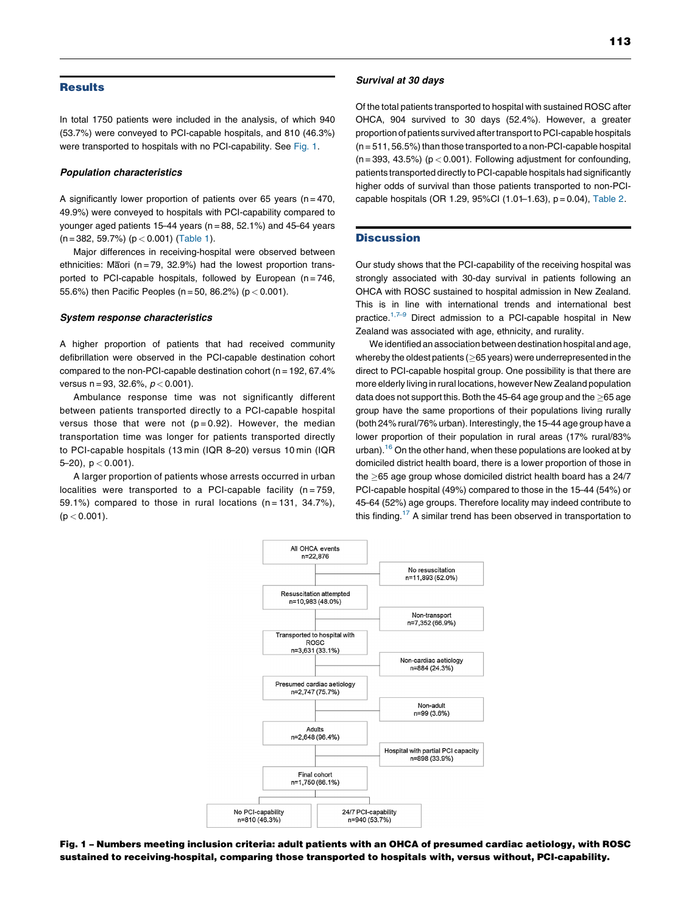## Results

In total 1750 patients were included in the analysis, of which 940 (53.7%) were conveyed to PCI-capable hospitals, and 810 (46.3%) were transported to hospitals with no PCI-capability. See Fig. 1.

### Population characteristics

A significantly lower proportion of patients over 65 years (n = 470, 49.9%) were conveyed to hospitals with PCI-capability compared to younger aged patients 15–44 years (n = 88, 52.1%) and 45–64 years (n = 382, 59.7%) ($p < 0.001$) (Table 1).

Major differences in receiving-hospital were observed between ethnicities: Māori (n = 79, 32.9%) had the lowest proportion transported to PCI-capable hospitals, followed by European (n = 746, 55.6%) then Pacific Peoples (n = 50, 86.2%) ($p < 0.001$).

### System response characteristics

A higher proportion of patients that had received community defibrillation were observed in the PCI-capable destination cohort compared to the non-PCI-capable destination cohort (n = 192, 67.4% versus n = 93, 32.6%, $p < 0.001$).

Ambulance response time was not significantly different between patients transported directly to a PCI-capable hospital versus those that were not ($p = 0.92$). However, the median transportation time was longer for patients transported directly to PCI-capable hospitals (13 min (IQR 8–20) versus 10 min (IQR 5–20), $p < 0.001$).

A larger proportion of patients whose arrests occurred in urban localities were transported to a PCI-capable facility (n = 759, 59.1%) compared to those in rural locations (n = 131, 34.7%), ($p < 0.001$).

### Survival at 30 days

Of the total patients transported to hospital with sustained ROSC after OHCA, 904 survived to 30 days (52.4%). However, a greater proportion of patients survived after transport to PCI-capable hospitals (n = 511, 56.5%) than those transported to a non-PCI-capable hospital (n = 393, 43.5%) ($p < 0.001$). Following adjustment for confounding, patients transported directly to PCI-capable hospitals had significantly higher odds of survival than those patients transported to non-PCI-capable hospitals (OR 1.29, 95%CI (1.01–1.63), $p = 0.04$), Table 2.

## Discussion

Our study shows that the PCI-capability of the receiving hospital was strongly associated with 30-day survival in patients following an OHCA with ROSC sustained to hospital admission in New Zealand. This is in line with international trends and international best practice.[1,7–9] Direct admission to a PCI-capable hospital in New Zealand was associated with age, ethnicity, and rurality.

We identified an association between destination hospital and age, whereby the oldest patients (≥65 years) were underrepresented in the direct to PCI-capable hospital group. One possibility is that there are more elderly living in rural locations, however New Zealand population data does not support this. Both the 45–64 age group and the ≥65 age group have the same proportions of their populations living rurally (both 24% rural/76% urban). Interestingly, the 15–44 age group have a lower proportion of their population in rural areas (17% rural/83% urban).[16] On the other hand, when these populations are looked at by domiciled district health board, there is a lower proportion of those in the ≥65 age group whose domiciled district health board has a 24/7 PCI-capable hospital (49%) compared to those in the 15–44 (54%) or 45–64 (52%) age groups. Therefore locality may indeed contribute to this finding.[17] A similar trend has been observed in transportation to

- All OHCA events n=22,876
  - No resuscitation n=11,893 (52.0%)
- Resuscitation attempted n=10,983 (48.0%)
  - Non-transport n=7,352 (66.9%)
- Transported to hospital with ROSC n=3,631 (33.1%)
  - Non-cardiac aetiology n=884 (24.3%)
- Presumed cardiac aetiology n=2,747 (75.7%)
  - Non-adult n=99 (3.6%)
- Adults n=2,648 (96.4%)
  - Hospital with partial PCI capacity n=898 (33.9%)
- Final cohort n=1,750 (66.1%)
  - No PCI-capability n=810 (46.3%)
  - 24/7 PCI-capability n=940 (53.7%)

**Fig. 1 – Numbers meeting inclusion criteria: adult patients with an OHCA of presumed cardiac aetiology, with ROSC sustained to receiving-hospital, comparing those transported to hospitals with, versus without, PCI-capability.**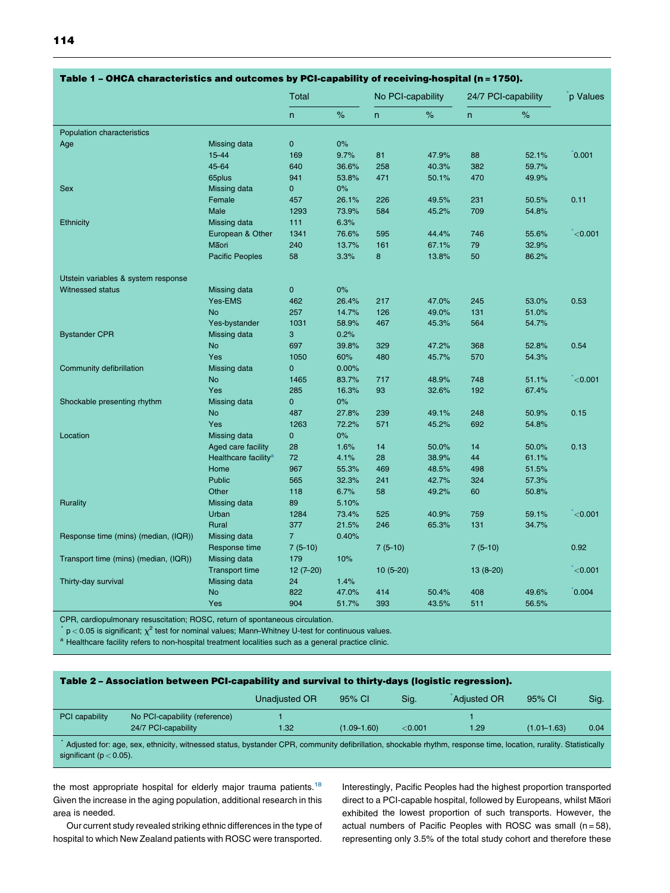**Table 1 – OHCA characteristics and outcomes by PCI-capability of receiving-hospital (n = 1750).**

| | | Total | | No PCI-capability | | 24/7 PCI-capability | | *p Values |
|---|---|---|---|---|---|---|---|---|
| | | n | % | n | % | n | % | |
| Population characteristics | | | | | | | | |
| Age | Missing data | 0 | 0% | | | | | |
| | 15–44 | 169 | 9.7% | 81 | 47.9% | 88 | 52.1% | *0.001 |
| | 45–64 | 640 | 36.6% | 258 | 40.3% | 382 | 59.7% | |
| | 65plus | 941 | 53.8% | 471 | 50.1% | 470 | 49.9% | |
| Sex | Missing data | 0 | 0% | | | | | |
| | Female | 457 | 26.1% | 226 | 49.5% | 231 | 50.5% | 0.11 |
| | Male | 1293 | 73.9% | 584 | 45.2% | 709 | 54.8% | |
| Ethnicity | Missing data | 111 | 6.3% | | | | | |
| | European & Other | 1341 | 76.6% | 595 | 44.4% | 746 | 55.6% | *<0.001 |
| | Māori | 240 | 13.7% | 161 | 67.1% | 79 | 32.9% | |
| | Pacific Peoples | 58 | 3.3% | 8 | 13.8% | 50 | 86.2% | |
| Utstein variables & system response | | | | | | | | |
| Witnessed status | Missing data | 0 | 0% | | | | | |
| | Yes-EMS | 462 | 26.4% | 217 | 47.0% | 245 | 53.0% | 0.53 |
| | No | 257 | 14.7% | 126 | 49.0% | 131 | 51.0% | |
| | Yes-bystander | 1031 | 58.9% | 467 | 45.3% | 564 | 54.7% | |
| Bystander CPR | Missing data | 3 | 0.2% | | | | | |
| | No | 697 | 39.8% | 329 | 47.2% | 368 | 52.8% | 0.54 |
| | Yes | 1050 | 60% | 480 | 45.7% | 570 | 54.3% | |
| Community defibrillation | Missing data | 0 | 0.00% | | | | | |
| | No | 1465 | 83.7% | 717 | 48.9% | 748 | 51.1% | *<0.001 |
| | Yes | 285 | 16.3% | 93 | 32.6% | 192 | 67.4% | |
| Shockable presenting rhythm | Missing data | 0 | 0% | | | | | |
| | No | 487 | 27.8% | 239 | 49.1% | 248 | 50.9% | 0.15 |
| | Yes | 1263 | 72.2% | 571 | 45.2% | 692 | 54.8% | |
| Location | Missing data | 0 | 0% | | | | | |
| | Aged care facility | 28 | 1.6% | 14 | 50.0% | 14 | 50.0% | 0.13 |
| | Healthcare facility[a] | 72 | 4.1% | 28 | 38.9% | 44 | 61.1% | |
| | Home | 967 | 55.3% | 469 | 48.5% | 498 | 51.5% | |
| | Public | 565 | 32.3% | 241 | 42.7% | 324 | 57.3% | |
| | Other | 118 | 6.7% | 58 | 49.2% | 60 | 50.8% | |
| Rurality | Missing data | 89 | 5.10% | | | | | |
| | Urban | 1284 | 73.4% | 525 | 40.9% | 759 | 59.1% | *<0.001 |
| | Rural | 377 | 21.5% | 246 | 65.3% | 131 | 34.7% | |
| Response time (mins) (median, (IQR)) | Missing data | 7 | 0.40% | | | | | |
| | Response time | 7 (5–10) | | 7 (5–10) | | 7 (5–10) | | 0.92 |
| Transport time (mins) (median, (IQR)) | Missing data | 179 | 10% | | | | | |
| | Transport time | 12 (7–20) | | 10 (5–20) | | 13 (8–20) | | *<0.001 |
| Thirty-day survival | Missing data | 24 | 1.4% | | | | | |
| | No | 822 | 47.0% | 414 | 50.4% | 408 | 49.6% | *0.004 |
| | Yes | 904 | 51.7% | 393 | 43.5% | 511 | 56.5% | |

CPR, cardiopulmonary resuscitation; ROSC, return of spontaneous circulation.
* $p < 0.05$ is significant; $\chi^2$ test for nominal values; Mann–Whitney U-test for continuous values.
[a] Healthcare facility refers to non-hospital treatment localities such as a general practice clinic.

**Table 2 – Association between PCI-capability and survival to thirty-days (logistic regression).**

| | | Unadjusted OR | 95% CI | Sig. | *Adjusted OR | 95% CI | Sig. |
|---|---|---|---|---|---|---|---|
| PCI capability | No PCI-capability (reference) | 1 | | | 1 | | |
| | 24/7 PCI-capability | 1.32 | (1.09–1.60) | <0.001 | 1.29 | (1.01–1.63) | 0.04 |

* Adjusted for: age, sex, ethnicity, witnessed status, bystander CPR, community defibrillation, shockable rhythm, response time, location, rurality. Statistically significant ($p < 0.05$).

the most appropriate hospital for elderly major trauma patients.[18] Given the increase in the aging population, additional research in this area is needed.

Our current study revealed striking ethnic differences in the type of hospital to which New Zealand patients with ROSC were transported. Interestingly, Pacific Peoples had the highest proportion transported direct to a PCI-capable hospital, followed by Europeans, whilst Māori exhibited the lowest proportion of such transports. However, the actual numbers of Pacific Peoples with ROSC was small (n = 58), representing only 3.5% of the total study cohort and therefore these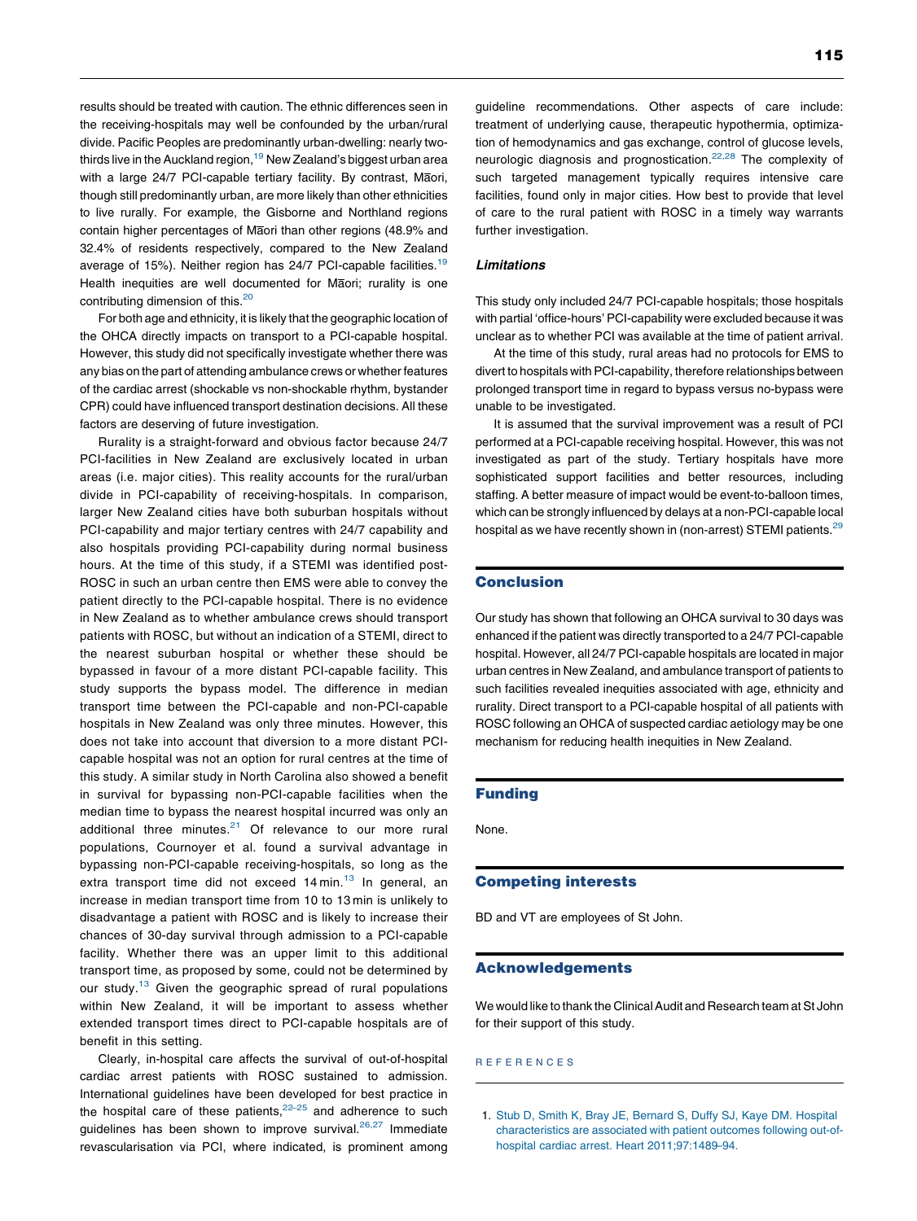results should be treated with caution. The ethnic differences seen in the receiving-hospitals may well be confounded by the urban/rural divide. Pacific Peoples are predominantly urban-dwelling: nearly two-thirds live in the Auckland region,[19] New Zealand's biggest urban area with a large 24/7 PCI-capable tertiary facility. By contrast, Māori, though still predominantly urban, are more likely than other ethnicities to live rurally. For example, the Gisborne and Northland regions contain higher percentages of Māori than other regions (48.9% and 32.4% of residents respectively, compared to the New Zealand average of 15%). Neither region has 24/7 PCI-capable facilities.[19] Health inequities are well documented for Māori; rurality is one contributing dimension of this.[20]

For both age and ethnicity, it is likely that the geographic location of the OHCA directly impacts on transport to a PCI-capable hospital. However, this study did not specifically investigate whether there was any bias on the part of attending ambulance crews or whether features of the cardiac arrest (shockable vs non-shockable rhythm, bystander CPR) could have influenced transport destination decisions. All these factors are deserving of future investigation.

Rurality is a straight-forward and obvious factor because 24/7 PCI-facilities in New Zealand are exclusively located in urban areas (i.e. major cities). This reality accounts for the rural/urban divide in PCI-capability of receiving-hospitals. In comparison, larger New Zealand cities have both suburban hospitals without PCI-capability and major tertiary centres with 24/7 capability and also hospitals providing PCI-capability during normal business hours. At the time of this study, if a STEMI was identified post-ROSC in such an urban centre then EMS were able to convey the patient directly to the PCI-capable hospital. There is no evidence in New Zealand as to whether ambulance crews should transport patients with ROSC, but without an indication of a STEMI, direct to the nearest suburban hospital or whether these should be bypassed in favour of a more distant PCI-capable facility. This study supports the bypass model. The difference in median transport time between the PCI-capable and non-PCI-capable hospitals in New Zealand was only three minutes. However, this does not take into account that diversion to a more distant PCI-capable hospital was not an option for rural centres at the time of this study. A similar study in North Carolina also showed a benefit in survival for bypassing non-PCI-capable facilities when the median time to bypass the nearest hospital incurred was only an additional three minutes.[21] Of relevance to our more rural populations, Cournoyer et al. found a survival advantage in bypassing non-PCI-capable receiving-hospitals, so long as the extra transport time did not exceed 14 min.[13] In general, an increase in median transport time from 10 to 13 min is unlikely to disadvantage a patient with ROSC and is likely to increase their chances of 30-day survival through admission to a PCI-capable facility. Whether there was an upper limit to this additional transport time, as proposed by some, could not be determined by our study.[13] Given the geographic spread of rural populations within New Zealand, it will be important to assess whether extended transport times direct to PCI-capable hospitals are of benefit in this setting.

Clearly, in-hospital care affects the survival of out-of-hospital cardiac arrest patients with ROSC sustained to admission. International guidelines have been developed for best practice in the hospital care of these patients,[22–25] and adherence to such guidelines has been shown to improve survival.[26,27] Immediate revascularisation via PCI, where indicated, is prominent among guideline recommendations. Other aspects of care include: treatment of underlying cause, therapeutic hypothermia, optimization of hemodynamics and gas exchange, control of glucose levels, neurologic diagnosis and prognostication.[22,28] The complexity of such targeted management typically requires intensive care facilities, found only in major cities. How best to provide that level of care to the rural patient with ROSC in a timely way warrants further investigation.

### *Limitations*

This study only included 24/7 PCI-capable hospitals; those hospitals with partial 'office-hours' PCI-capability were excluded because it was unclear as to whether PCI was available at the time of patient arrival.

At the time of this study, rural areas had no protocols for EMS to divert to hospitals with PCI-capability, therefore relationships between prolonged transport time in regard to bypass versus no-bypass were unable to be investigated.

It is assumed that the survival improvement was a result of PCI performed at a PCI-capable receiving hospital. However, this was not investigated as part of the study. Tertiary hospitals have more sophisticated support facilities and better resources, including staffing. A better measure of impact would be event-to-balloon times, which can be strongly influenced by delays at a non-PCI-capable local hospital as we have recently shown in (non-arrest) STEMI patients.[29]

## Conclusion

Our study has shown that following an OHCA survival to 30 days was enhanced if the patient was directly transported to a 24/7 PCI-capable hospital. However, all 24/7 PCI-capable hospitals are located in major urban centres in New Zealand, and ambulance transport of patients to such facilities revealed inequities associated with age, ethnicity and rurality. Direct transport to a PCI-capable hospital of all patients with ROSC following an OHCA of suspected cardiac aetiology may be one mechanism for reducing health inequities in New Zealand.

## Funding

None.

## Competing interests

BD and VT are employees of St John.

## Acknowledgements

We would like to thank the Clinical Audit and Research team at St John for their support of this study.

## REFERENCES

1. Stub D, Smith K, Bray JE, Bernard S, Duffy SJ, Kaye DM. Hospital characteristics are associated with patient outcomes following out-of-hospital cardiac arrest. Heart 2011;97:1489–94.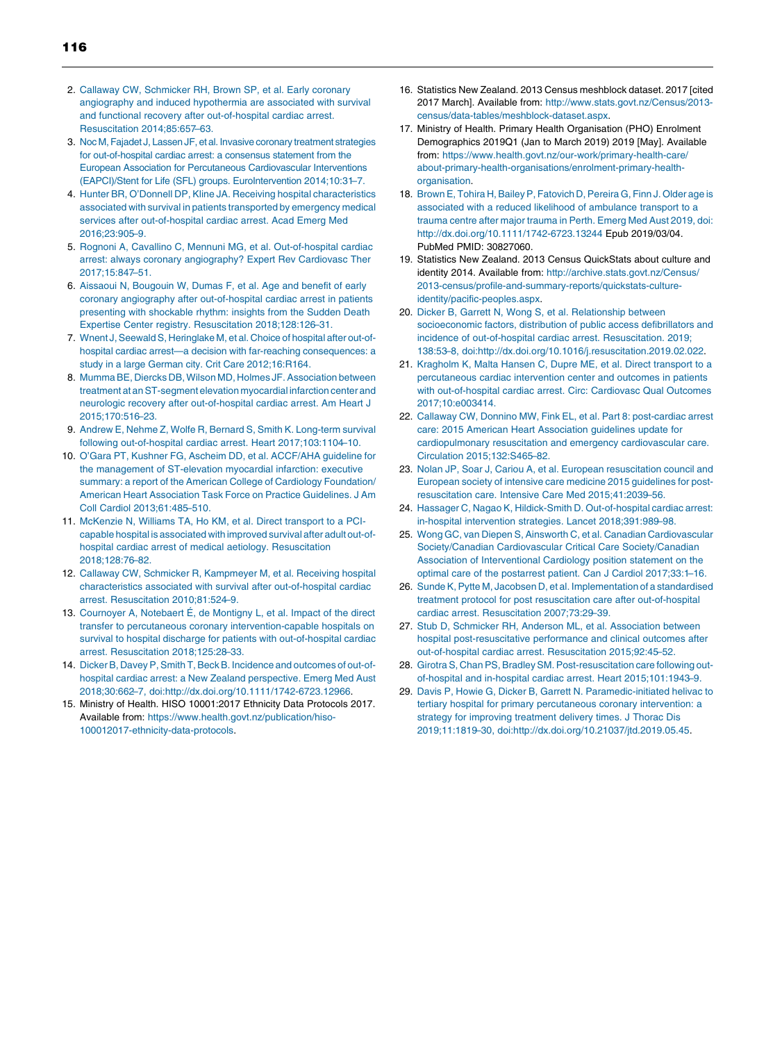2. Callaway CW, Schmicker RH, Brown SP, et al. Early coronary angiography and induced hypothermia are associated with survival and functional recovery after out-of-hospital cardiac arrest. Resuscitation 2014;85:657–63.
3. Noc M, Fajadet J, Lassen JF, et al. Invasive coronary treatment strategies for out-of-hospital cardiac arrest: a consensus statement from the European Association for Percutaneous Cardiovascular Interventions (EAPCI)/Stent for Life (SFL) groups. EuroIntervention 2014;10:31–7.
4. Hunter BR, O'Donnell DP, Kline JA. Receiving hospital characteristics associated with survival in patients transported by emergency medical services after out-of-hospital cardiac arrest. Acad Emerg Med 2016;23:905–9.
5. Rognoni A, Cavallino C, Mennuni MG, et al. Out-of-hospital cardiac arrest: always coronary angiography? Expert Rev Cardiovasc Ther 2017;15:847–51.
6. Aissaoui N, Bougouin W, Dumas F, et al. Age and benefit of early coronary angiography after out-of-hospital cardiac arrest in patients presenting with shockable rhythm: insights from the Sudden Death Expertise Center registry. Resuscitation 2018;128:126–31.
7. Wnent J, Seewald S, Heringlake M, et al. Choice of hospital after out-of-hospital cardiac arrest—a decision with far-reaching consequences: a study in a large German city. Crit Care 2012;16:R164.
8. Mumma BE, Diercks DB, Wilson MD, Holmes JF. Association between treatment at an ST-segment elevation myocardial infarction center and neurologic recovery after out-of-hospital cardiac arrest. Am Heart J 2015;170:516–23.
9. Andrew E, Nehme Z, Wolfe R, Bernard S, Smith K. Long-term survival following out-of-hospital cardiac arrest. Heart 2017;103:1104–10.
10. O'Gara PT, Kushner FG, Ascheim DD, et al. ACCF/AHA guideline for the management of ST-elevation myocardial infarction: executive summary: a report of the American College of Cardiology Foundation/American Heart Association Task Force on Practice Guidelines. J Am Coll Cardiol 2013;61:485–510.
11. McKenzie N, Williams TA, Ho KM, et al. Direct transport to a PCI-capable hospital is associated with improved survival after adult out-of-hospital cardiac arrest of medical aetiology. Resuscitation 2018;128:76–82.
12. Callaway CW, Schmicker R, Kampmeyer M, et al. Receiving hospital characteristics associated with survival after out-of-hospital cardiac arrest. Resuscitation 2010;81:524–9.
13. Cournoyer A, Notebaert É, de Montigny L, et al. Impact of the direct transfer to percutaneous coronary intervention-capable hospitals on survival to hospital discharge for patients with out-of-hospital cardiac arrest. Resuscitation 2018;125:28–33.
14. Dicker B, Davey P, Smith T, Beck B. Incidence and outcomes of out-of-hospital cardiac arrest: a New Zealand perspective. Emerg Med Aust 2018;30:662–7, doi:http://dx.doi.org/10.1111/1742-6723.12966.
15. Ministry of Health. HISO 10001:2017 Ethnicity Data Protocols 2017. Available from: https://www.health.govt.nz/publication/hiso-100012017-ethnicity-data-protocols.
16. Statistics New Zealand. 2013 Census meshblock dataset. 2017 [cited 2017 March]. Available from: http://www.stats.govt.nz/Census/2013-census/data-tables/meshblock-dataset.aspx.
17. Ministry of Health. Primary Health Organisation (PHO) Enrolment Demographics 2019Q1 (Jan to March 2019) 2019 [May]. Available from: https://www.health.govt.nz/our-work/primary-health-care/about-primary-health-organisations/enrolment-primary-health-organisation.
18. Brown E, Tohira H, Bailey P, Fatovich D, Pereira G, Finn J. Older age is associated with a reduced likelihood of ambulance transport to a trauma centre after major trauma in Perth. Emerg Med Aust 2019, doi:http://dx.doi.org/10.1111/1742-6723.13244 Epub 2019/03/04. PubMed PMID: 30827060.
19. Statistics New Zealand. 2013 Census QuickStats about culture and identity 2014. Available from: http://archive.stats.govt.nz/Census/2013-census/profile-and-summary-reports/quickstats-culture-identity/pacific-peoples.aspx.
20. Dicker B, Garrett N, Wong S, et al. Relationship between socioeconomic factors, distribution of public access defibrillators and incidence of out-of-hospital cardiac arrest. Resuscitation. 2019; 138:53–8, doi:http://dx.doi.org/10.1016/j.resuscitation.2019.02.022.
21. Kragholm K, Malta Hansen C, Dupre ME, et al. Direct transport to a percutaneous cardiac intervention center and outcomes in patients with out-of-hospital cardiac arrest. Circ: Cardiovasc Qual Outcomes 2017;10:e003414.
22. Callaway CW, Donnino MW, Fink EL, et al. Part 8: post-cardiac arrest care: 2015 American Heart Association guidelines update for cardiopulmonary resuscitation and emergency cardiovascular care. Circulation 2015;132:S465–82.
23. Nolan JP, Soar J, Cariou A, et al. European resuscitation council and European society of intensive care medicine 2015 guidelines for post-resuscitation care. Intensive Care Med 2015;41:2039–56.
24. Hassager C, Nagao K, Hildick-Smith D. Out-of-hospital cardiac arrest: in-hospital intervention strategies. Lancet 2018;391:989–98.
25. Wong GC, van Diepen S, Ainsworth C, et al. Canadian Cardiovascular Society/Canadian Cardiovascular Critical Care Society/Canadian Association of Interventional Cardiology position statement on the optimal care of the postarrest patient. Can J Cardiol 2017;33:1–16.
26. Sunde K, Pytte M, Jacobsen D, et al. Implementation of a standardised treatment protocol for post resuscitation care after out-of-hospital cardiac arrest. Resuscitation 2007;73:29–39.
27. Stub D, Schmicker RH, Anderson ML, et al. Association between hospital post-resuscitative performance and clinical outcomes after out-of-hospital cardiac arrest. Resuscitation 2015;92:45–52.
28. Girotra S, Chan PS, Bradley SM. Post-resuscitation care following out-of-hospital and in-hospital cardiac arrest. Heart 2015;101:1943–9.
29. Davis P, Howie G, Dicker B, Garrett N. Paramedic-initiated helivac to tertiary hospital for primary percutaneous coronary intervention: a strategy for improving treatment delivery times. J Thorac Dis 2019;11:1819–30, doi:http://dx.doi.org/10.21037/jtd.2019.05.45.